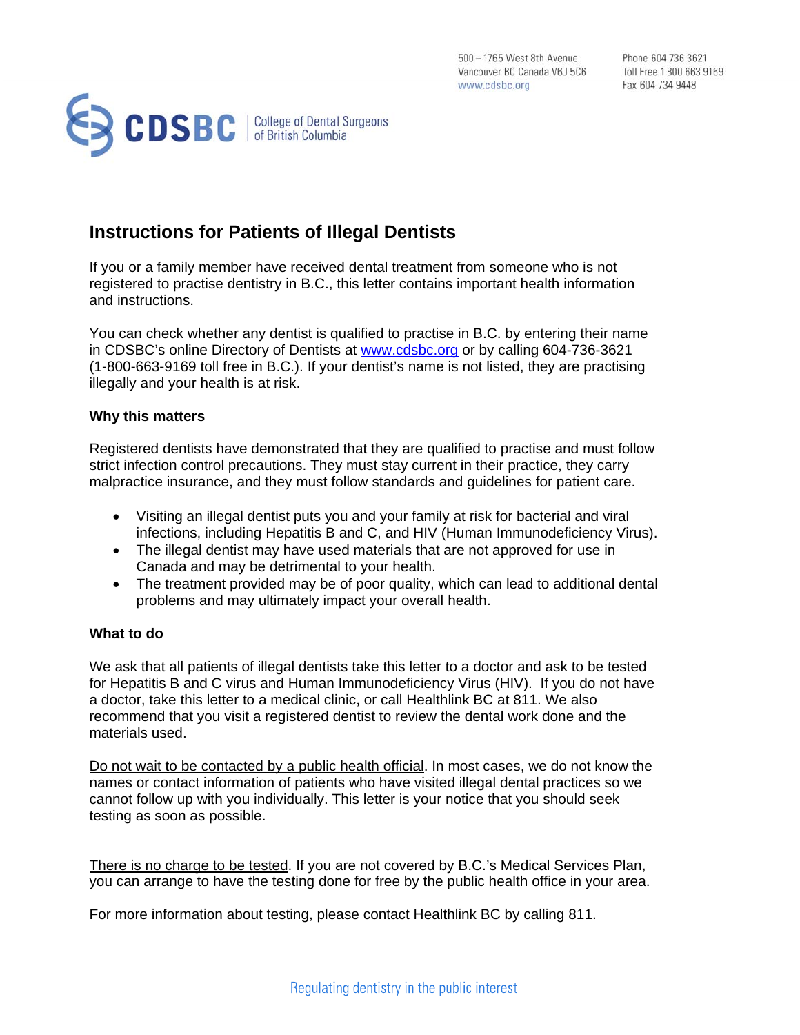500 – 1765 West 8th Avenue
Vancouver BC Canada V6J 5C6
www.cdsbc.org

Phone 604 736 3621
Toll Free 1 800 663 9169
Fax 604 734 9448

CDSBC | College of Dental Surgeons of British Columbia

# Instructions for Patients of Illegal Dentists

If you or a family member have received dental treatment from someone who is not registered to practise dentistry in B.C., this letter contains important health information and instructions.

You can check whether any dentist is qualified to practise in B.C. by entering their name in CDSBC's online Directory of Dentists at www.cdsbc.org or by calling 604-736-3621 (1-800-663-9169 toll free in B.C.). If your dentist's name is not listed, they are practising illegally and your health is at risk.

**Why this matters**

Registered dentists have demonstrated that they are qualified to practise and must follow strict infection control precautions. They must stay current in their practice, they carry malpractice insurance, and they must follow standards and guidelines for patient care.

- Visiting an illegal dentist puts you and your family at risk for bacterial and viral infections, including Hepatitis B and C, and HIV (Human Immunodeficiency Virus).
- The illegal dentist may have used materials that are not approved for use in Canada and may be detrimental to your health.
- The treatment provided may be of poor quality, which can lead to additional dental problems and may ultimately impact your overall health.

**What to do**

We ask that all patients of illegal dentists take this letter to a doctor and ask to be tested for Hepatitis B and C virus and Human Immunodeficiency Virus (HIV). If you do not have a doctor, take this letter to a medical clinic, or call Healthlink BC at 811. We also recommend that you visit a registered dentist to review the dental work done and the materials used.

Do not wait to be contacted by a public health official. In most cases, we do not know the names or contact information of patients who have visited illegal dental practices so we cannot follow up with you individually. This letter is your notice that you should seek testing as soon as possible.

There is no charge to be tested. If you are not covered by B.C.'s Medical Services Plan, you can arrange to have the testing done for free by the public health office in your area.

For more information about testing, please contact Healthlink BC by calling 811.

Regulating dentistry in the public interest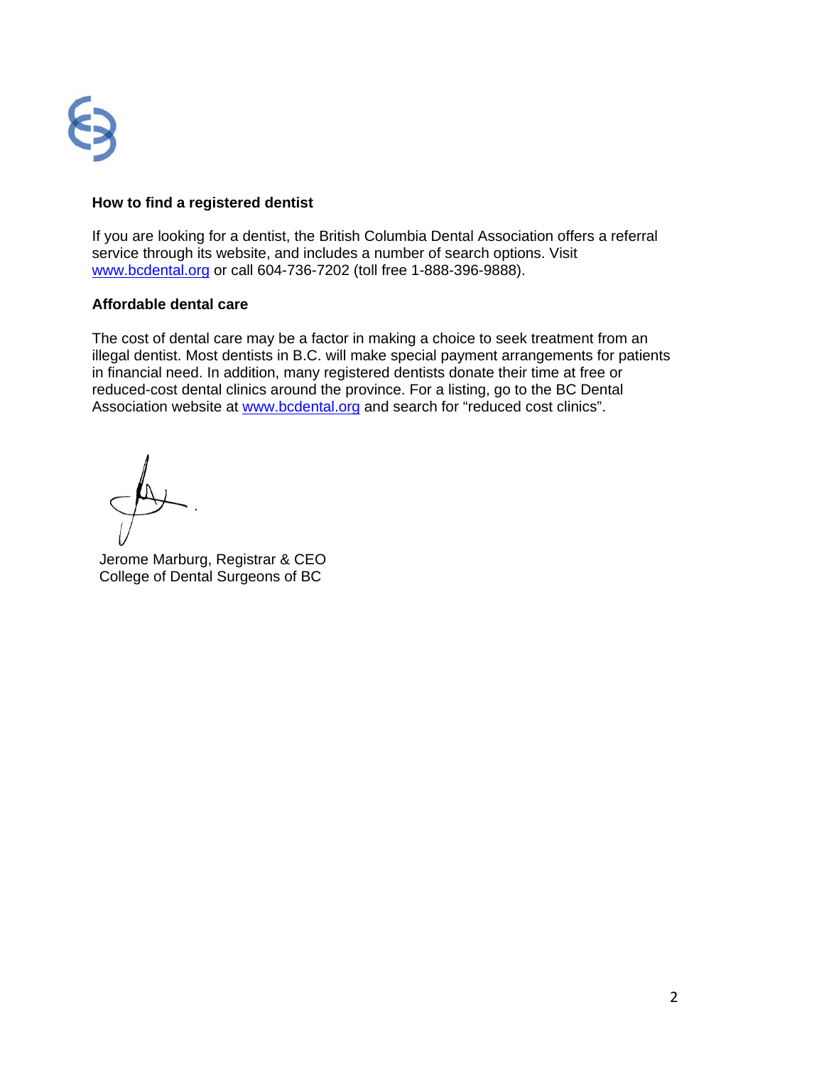### How to find a registered dentist

If you are looking for a dentist, the British Columbia Dental Association offers a referral service through its website, and includes a number of search options. Visit www.bcdental.org or call 604-736-7202 (toll free 1-888-396-9888).

### Affordable dental care

The cost of dental care may be a factor in making a choice to seek treatment from an illegal dentist. Most dentists in B.C. will make special payment arrangements for patients in financial need. In addition, many registered dentists donate their time at free or reduced-cost dental clinics around the province. For a listing, go to the BC Dental Association website at www.bcdental.org and search for "reduced cost clinics".

Jerome Marburg, Registrar & CEO
College of Dental Surgeons of BC